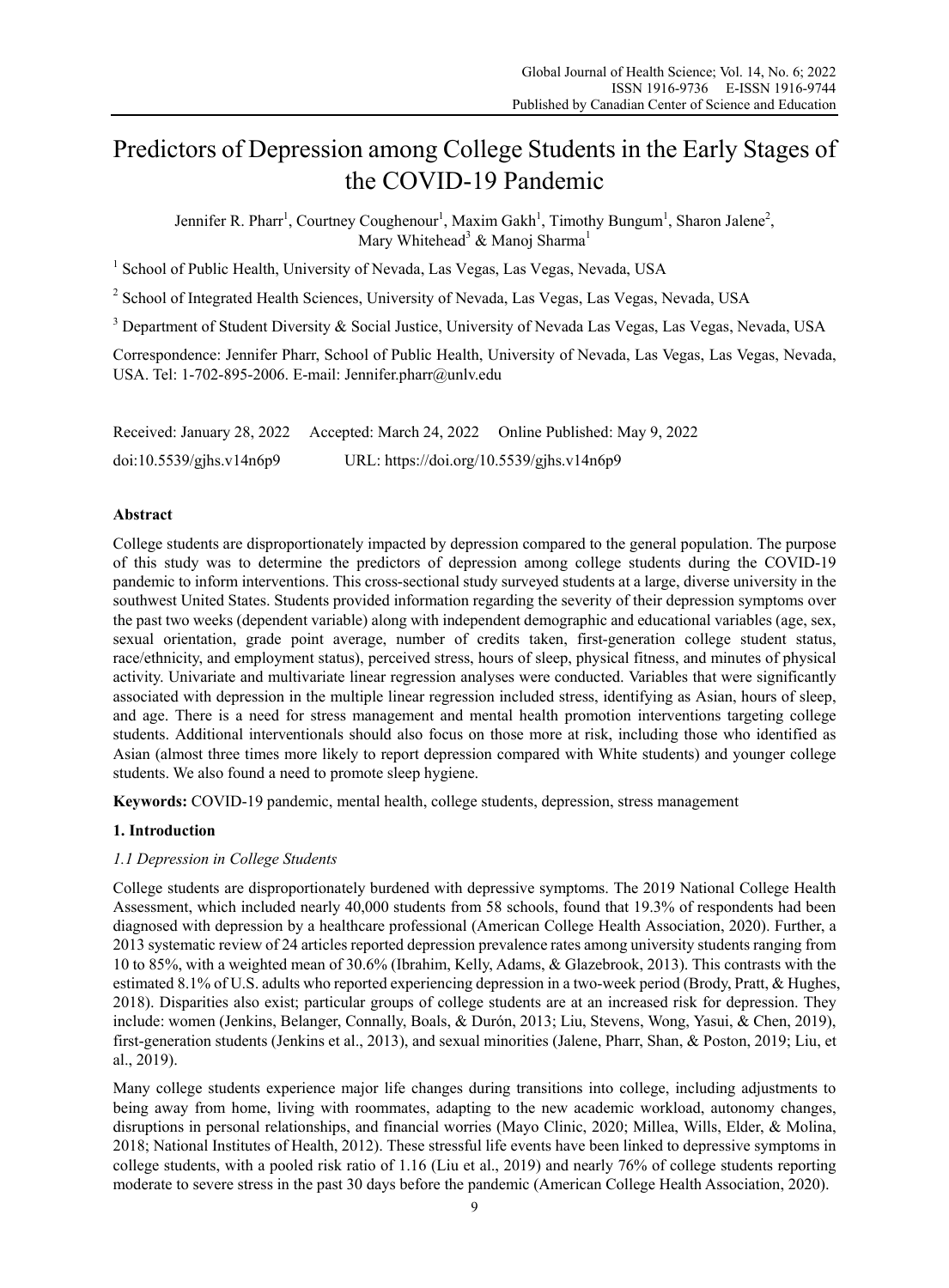# Predictors of Depression among College Students in the Early Stages of the COVID-19 Pandemic

Jennifer R. Pharr[1], Courtney Coughenour[1], Maxim Gakh[1], Timothy Bungum[1], Sharon Jalene[2], Mary Whitehead[3] & Manoj Sharma[1]

[1] School of Public Health, University of Nevada, Las Vegas, Las Vegas, Nevada, USA

[2] School of Integrated Health Sciences, University of Nevada, Las Vegas, Las Vegas, Nevada, USA

[3] Department of Student Diversity & Social Justice, University of Nevada Las Vegas, Las Vegas, Nevada, USA

Correspondence: Jennifer Pharr, School of Public Health, University of Nevada, Las Vegas, Las Vegas, Nevada, USA. Tel: 1-702-895-2006. E-mail: Jennifer.pharr@unlv.edu

Received: January 28, 2022 Accepted: March 24, 2022 Online Published: May 9, 2022

doi:10.5539/gjhs.v14n6p9 URL: https://doi.org/10.5539/gjhs.v14n6p9

## Abstract

College students are disproportionately impacted by depression compared to the general population. The purpose of this study was to determine the predictors of depression among college students during the COVID-19 pandemic to inform interventions. This cross-sectional study surveyed students at a large, diverse university in the southwest United States. Students provided information regarding the severity of their depression symptoms over the past two weeks (dependent variable) along with independent demographic and educational variables (age, sex, sexual orientation, grade point average, number of credits taken, first-generation college student status, race/ethnicity, and employment status), perceived stress, hours of sleep, physical fitness, and minutes of physical activity. Univariate and multivariate linear regression analyses were conducted. Variables that were significantly associated with depression in the multiple linear regression included stress, identifying as Asian, hours of sleep, and age. There is a need for stress management and mental health promotion interventions targeting college students. Additional interventionals should also focus on those more at risk, including those who identified as Asian (almost three times more likely to report depression compared with White students) and younger college students. We also found a need to promote sleep hygiene.

**Keywords:** COVID-19 pandemic, mental health, college students, depression, stress management

## 1. Introduction

### *1.1 Depression in College Students*

College students are disproportionately burdened with depressive symptoms. The 2019 National College Health Assessment, which included nearly 40,000 students from 58 schools, found that 19.3% of respondents had been diagnosed with depression by a healthcare professional (American College Health Association, 2020). Further, a 2013 systematic review of 24 articles reported depression prevalence rates among university students ranging from 10 to 85%, with a weighted mean of 30.6% (Ibrahim, Kelly, Adams, & Glazebrook, 2013). This contrasts with the estimated 8.1% of U.S. adults who reported experiencing depression in a two-week period (Brody, Pratt, & Hughes, 2018). Disparities also exist; particular groups of college students are at an increased risk for depression. They include: women (Jenkins, Belanger, Connally, Boals, & Durón, 2013; Liu, Stevens, Wong, Yasui, & Chen, 2019), first-generation students (Jenkins et al., 2013), and sexual minorities (Jalene, Pharr, Shan, & Poston, 2019; Liu, et al., 2019).

Many college students experience major life changes during transitions into college, including adjustments to being away from home, living with roommates, adapting to the new academic workload, autonomy changes, disruptions in personal relationships, and financial worries (Mayo Clinic, 2020; Millea, Wills, Elder, & Molina, 2018; National Institutes of Health, 2012). These stressful life events have been linked to depressive symptoms in college students, with a pooled risk ratio of 1.16 (Liu et al., 2019) and nearly 76% of college students reporting moderate to severe stress in the past 30 days before the pandemic (American College Health Association, 2020).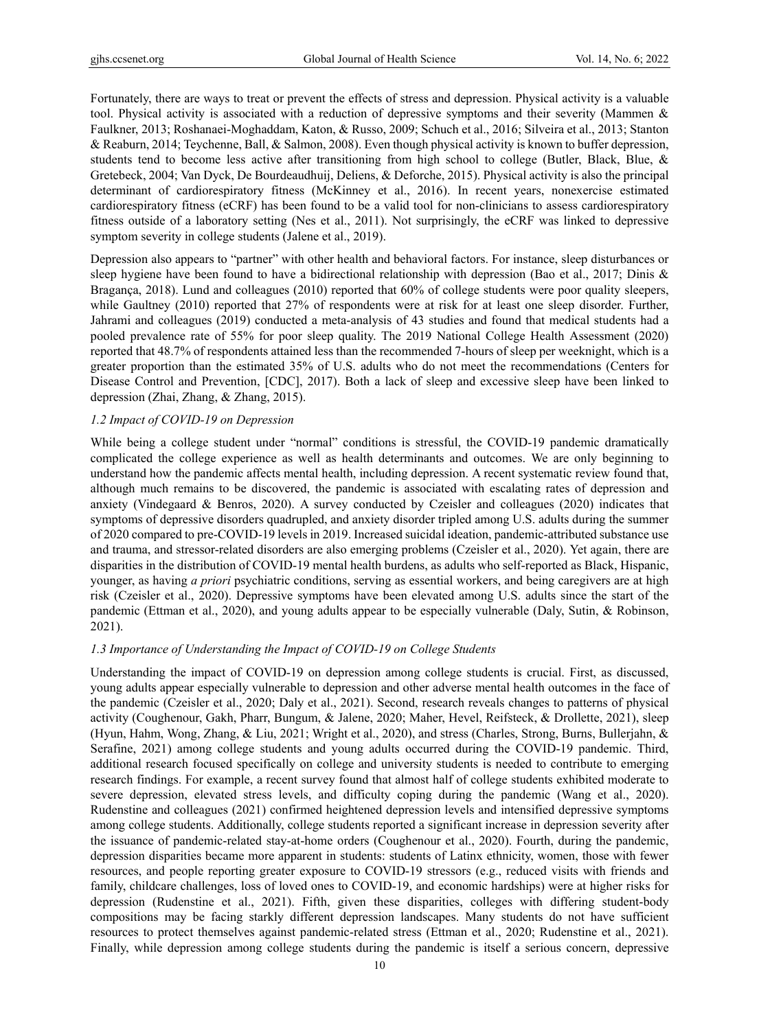Fortunately, there are ways to treat or prevent the effects of stress and depression. Physical activity is a valuable tool. Physical activity is associated with a reduction of depressive symptoms and their severity (Mammen & Faulkner, 2013; Roshanaei-Moghaddam, Katon, & Russo, 2009; Schuch et al., 2016; Silveira et al., 2013; Stanton & Reaburn, 2014; Teychenne, Ball, & Salmon, 2008). Even though physical activity is known to buffer depression, students tend to become less active after transitioning from high school to college (Butler, Black, Blue, & Gretebeck, 2004; Van Dyck, De Bourdeaudhuij, Deliens, & Deforche, 2015). Physical activity is also the principal determinant of cardiorespiratory fitness (McKinney et al., 2016). In recent years, nonexercise estimated cardiorespiratory fitness (eCRF) has been found to be a valid tool for non-clinicians to assess cardiorespiratory fitness outside of a laboratory setting (Nes et al., 2011). Not surprisingly, the eCRF was linked to depressive symptom severity in college students (Jalene et al., 2019).

Depression also appears to "partner" with other health and behavioral factors. For instance, sleep disturbances or sleep hygiene have been found to have a bidirectional relationship with depression (Bao et al., 2017; Dinis & Bragança, 2018). Lund and colleagues (2010) reported that 60% of college students were poor quality sleepers, while Gaultney (2010) reported that 27% of respondents were at risk for at least one sleep disorder. Further, Jahrami and colleagues (2019) conducted a meta-analysis of 43 studies and found that medical students had a pooled prevalence rate of 55% for poor sleep quality. The 2019 National College Health Assessment (2020) reported that 48.7% of respondents attained less than the recommended 7-hours of sleep per weeknight, which is a greater proportion than the estimated 35% of U.S. adults who do not meet the recommendations (Centers for Disease Control and Prevention, [CDC], 2017). Both a lack of sleep and excessive sleep have been linked to depression (Zhai, Zhang, & Zhang, 2015).

### *1.2 Impact of COVID-19 on Depression*

While being a college student under "normal" conditions is stressful, the COVID-19 pandemic dramatically complicated the college experience as well as health determinants and outcomes. We are only beginning to understand how the pandemic affects mental health, including depression. A recent systematic review found that, although much remains to be discovered, the pandemic is associated with escalating rates of depression and anxiety (Vindegaard & Benros, 2020). A survey conducted by Czeisler and colleagues (2020) indicates that symptoms of depressive disorders quadrupled, and anxiety disorder tripled among U.S. adults during the summer of 2020 compared to pre-COVID-19 levels in 2019. Increased suicidal ideation, pandemic-attributed substance use and trauma, and stressor-related disorders are also emerging problems (Czeisler et al., 2020). Yet again, there are disparities in the distribution of COVID-19 mental health burdens, as adults who self-reported as Black, Hispanic, younger, as having *a priori* psychiatric conditions, serving as essential workers, and being caregivers are at high risk (Czeisler et al., 2020). Depressive symptoms have been elevated among U.S. adults since the start of the pandemic (Ettman et al., 2020), and young adults appear to be especially vulnerable (Daly, Sutin, & Robinson, 2021).

### *1.3 Importance of Understanding the Impact of COVID-19 on College Students*

Understanding the impact of COVID-19 on depression among college students is crucial. First, as discussed, young adults appear especially vulnerable to depression and other adverse mental health outcomes in the face of the pandemic (Czeisler et al., 2020; Daly et al., 2021). Second, research reveals changes to patterns of physical activity (Coughenour, Gakh, Pharr, Bungum, & Jalene, 2020; Maher, Hevel, Reifsteck, & Drollette, 2021), sleep (Hyun, Hahm, Wong, Zhang, & Liu, 2021; Wright et al., 2020), and stress (Charles, Strong, Burns, Bullerjahn, & Serafine, 2021) among college students and young adults occurred during the COVID-19 pandemic. Third, additional research focused specifically on college and university students is needed to contribute to emerging research findings. For example, a recent survey found that almost half of college students exhibited moderate to severe depression, elevated stress levels, and difficulty coping during the pandemic (Wang et al., 2020). Rudenstine and colleagues (2021) confirmed heightened depression levels and intensified depressive symptoms among college students. Additionally, college students reported a significant increase in depression severity after the issuance of pandemic-related stay-at-home orders (Coughenour et al., 2020). Fourth, during the pandemic, depression disparities became more apparent in students: students of Latinx ethnicity, women, those with fewer resources, and people reporting greater exposure to COVID-19 stressors (e.g., reduced visits with friends and family, childcare challenges, loss of loved ones to COVID-19, and economic hardships) were at higher risks for depression (Rudenstine et al., 2021). Fifth, given these disparities, colleges with differing student-body compositions may be facing starkly different depression landscapes. Many students do not have sufficient resources to protect themselves against pandemic-related stress (Ettman et al., 2020; Rudenstine et al., 2021). Finally, while depression among college students during the pandemic is itself a serious concern, depressive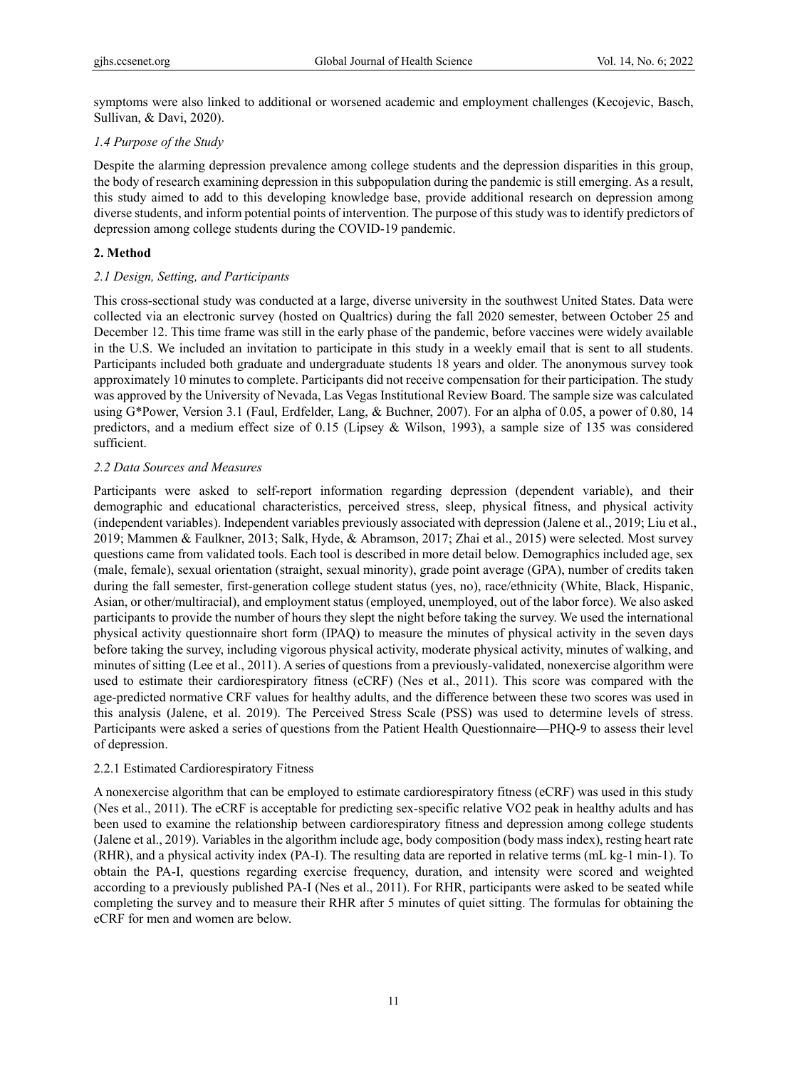symptoms were also linked to additional or worsened academic and employment challenges (Kecojevic, Basch, Sullivan, & Davi, 2020).

### *1.4 Purpose of the Study*

Despite the alarming depression prevalence among college students and the depression disparities in this group, the body of research examining depression in this subpopulation during the pandemic is still emerging. As a result, this study aimed to add to this developing knowledge base, provide additional research on depression among diverse students, and inform potential points of intervention. The purpose of this study was to identify predictors of depression among college students during the COVID-19 pandemic.

## **2. Method**

### *2.1 Design, Setting, and Participants*

This cross-sectional study was conducted at a large, diverse university in the southwest United States. Data were collected via an electronic survey (hosted on Qualtrics) during the fall 2020 semester, between October 25 and December 12. This time frame was still in the early phase of the pandemic, before vaccines were widely available in the U.S. We included an invitation to participate in this study in a weekly email that is sent to all students. Participants included both graduate and undergraduate students 18 years and older. The anonymous survey took approximately 10 minutes to complete. Participants did not receive compensation for their participation. The study was approved by the University of Nevada, Las Vegas Institutional Review Board. The sample size was calculated using G*Power, Version 3.1 (Faul, Erdfelder, Lang, & Buchner, 2007). For an alpha of 0.05, a power of 0.80, 14 predictors, and a medium effect size of 0.15 (Lipsey & Wilson, 1993), a sample size of 135 was considered sufficient.

### *2.2 Data Sources and Measures*

Participants were asked to self-report information regarding depression (dependent variable), and their demographic and educational characteristics, perceived stress, sleep, physical fitness, and physical activity (independent variables). Independent variables previously associated with depression (Jalene et al., 2019; Liu et al., 2019; Mammen & Faulkner, 2013; Salk, Hyde, & Abramson, 2017; Zhai et al., 2015) were selected. Most survey questions came from validated tools. Each tool is described in more detail below. Demographics included age, sex (male, female), sexual orientation (straight, sexual minority), grade point average (GPA), number of credits taken during the fall semester, first-generation college student status (yes, no), race/ethnicity (White, Black, Hispanic, Asian, or other/multiracial), and employment status (employed, unemployed, out of the labor force). We also asked participants to provide the number of hours they slept the night before taking the survey. We used the international physical activity questionnaire short form (IPAQ) to measure the minutes of physical activity in the seven days before taking the survey, including vigorous physical activity, moderate physical activity, minutes of walking, and minutes of sitting (Lee et al., 2011). A series of questions from a previously-validated, nonexercise algorithm were used to estimate their cardiorespiratory fitness (eCRF) (Nes et al., 2011). This score was compared with the age-predicted normative CRF values for healthy adults, and the difference between these two scores was used in this analysis (Jalene, et al. 2019). The Perceived Stress Scale (PSS) was used to determine levels of stress. Participants were asked a series of questions from the Patient Health Questionnaire—PHQ-9 to assess their level of depression.

#### 2.2.1 Estimated Cardiorespiratory Fitness

A nonexercise algorithm that can be employed to estimate cardiorespiratory fitness (eCRF) was used in this study (Nes et al., 2011). The eCRF is acceptable for predicting sex-specific relative VO2 peak in healthy adults and has been used to examine the relationship between cardiorespiratory fitness and depression among college students (Jalene et al., 2019). Variables in the algorithm include age, body composition (body mass index), resting heart rate (RHR), and a physical activity index (PA-I). The resulting data are reported in relative terms (mL kg-1 min-1). To obtain the PA-I, questions regarding exercise frequency, duration, and intensity were scored and weighted according to a previously published PA-I (Nes et al., 2011). For RHR, participants were asked to be seated while completing the survey and to measure their RHR after 5 minutes of quiet sitting. The formulas for obtaining the eCRF for men and women are below.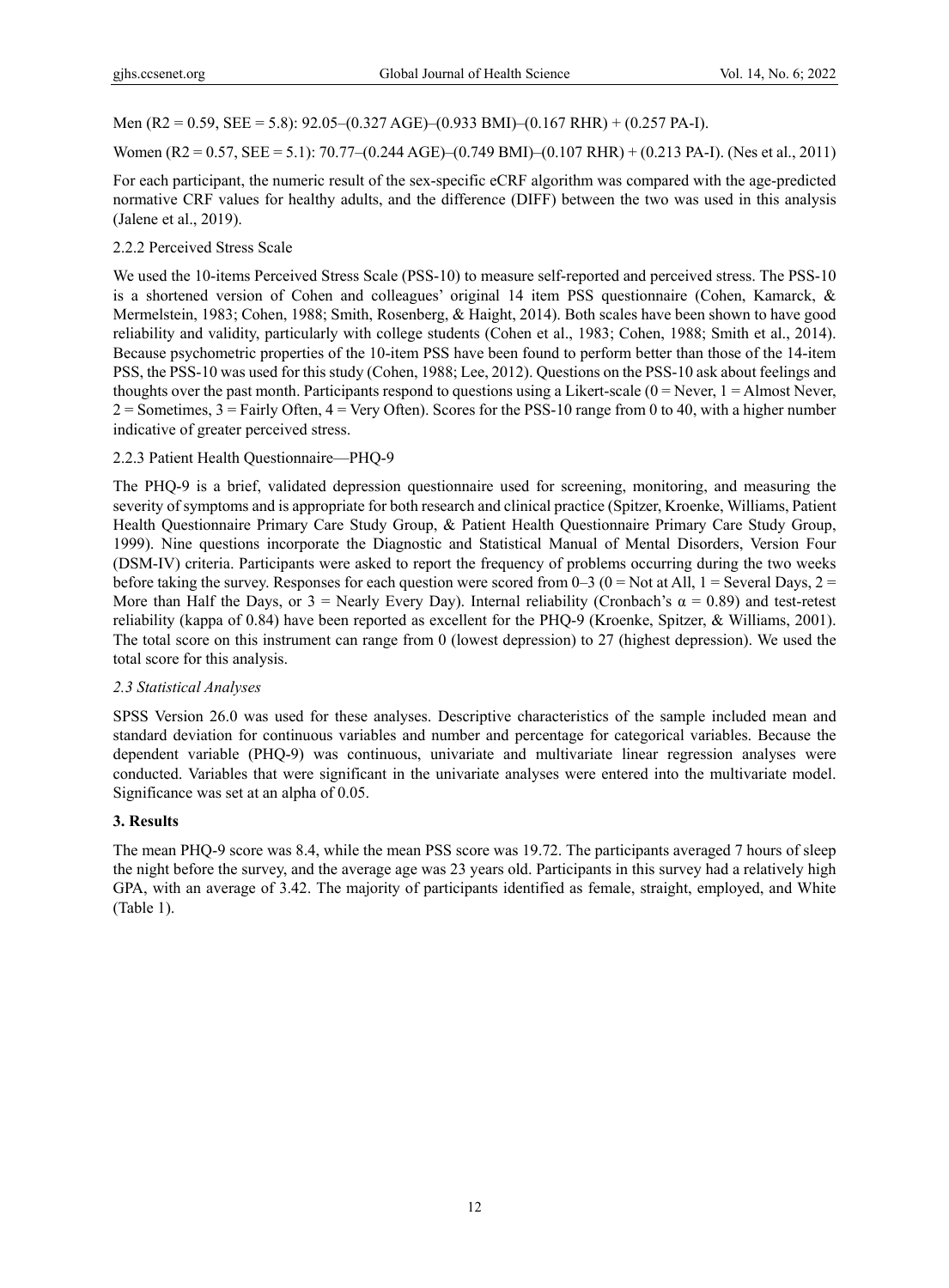Men ($R2 = 0.59$, $SEE = 5.8$): 92.05–(0.327 AGE)–(0.933 BMI)–(0.167 RHR) + (0.257 PA-I).

Women ($R2 = 0.57$, $SEE = 5.1$): 70.77–(0.244 AGE)–(0.749 BMI)–(0.107 RHR) + (0.213 PA-I). (Nes et al., 2011)

For each participant, the numeric result of the sex-specific eCRF algorithm was compared with the age-predicted normative CRF values for healthy adults, and the difference (DIFF) between the two was used in this analysis (Jalene et al., 2019).

#### 2.2.2 Perceived Stress Scale

We used the 10-items Perceived Stress Scale (PSS-10) to measure self-reported and perceived stress. The PSS-10 is a shortened version of Cohen and colleagues' original 14 item PSS questionnaire (Cohen, Kamarck, & Mermelstein, 1983; Cohen, 1988; Smith, Rosenberg, & Haight, 2014). Both scales have been shown to have good reliability and validity, particularly with college students (Cohen et al., 1983; Cohen, 1988; Smith et al., 2014). Because psychometric properties of the 10-item PSS have been found to perform better than those of the 14-item PSS, the PSS-10 was used for this study (Cohen, 1988; Lee, 2012). Questions on the PSS-10 ask about feelings and thoughts over the past month. Participants respond to questions using a Likert-scale (0 = Never, 1 = Almost Never, 2 = Sometimes, 3 = Fairly Often, 4 = Very Often). Scores for the PSS-10 range from 0 to 40, with a higher number indicative of greater perceived stress.

#### 2.2.3 Patient Health Questionnaire—PHQ-9

The PHQ-9 is a brief, validated depression questionnaire used for screening, monitoring, and measuring the severity of symptoms and is appropriate for both research and clinical practice (Spitzer, Kroenke, Williams, Patient Health Questionnaire Primary Care Study Group, & Patient Health Questionnaire Primary Care Study Group, 1999). Nine questions incorporate the Diagnostic and Statistical Manual of Mental Disorders, Version Four (DSM-IV) criteria. Participants were asked to report the frequency of problems occurring during the two weeks before taking the survey. Responses for each question were scored from 0–3 (0 = Not at All, 1 = Several Days, 2 = More than Half the Days, or 3 = Nearly Every Day). Internal reliability (Cronbach's $\alpha = 0.89$) and test-retest reliability (kappa of 0.84) have been reported as excellent for the PHQ-9 (Kroenke, Spitzer, & Williams, 2001). The total score on this instrument can range from 0 (lowest depression) to 27 (highest depression). We used the total score for this analysis.

### *2.3 Statistical Analyses*

SPSS Version 26.0 was used for these analyses. Descriptive characteristics of the sample included mean and standard deviation for continuous variables and number and percentage for categorical variables. Because the dependent variable (PHQ-9) was continuous, univariate and multivariate linear regression analyses were conducted. Variables that were significant in the univariate analyses were entered into the multivariate model. Significance was set at an alpha of 0.05.

## 3. Results

The mean PHQ-9 score was 8.4, while the mean PSS score was 19.72. The participants averaged 7 hours of sleep the night before the survey, and the average age was 23 years old. Participants in this survey had a relatively high GPA, with an average of 3.42. The majority of participants identified as female, straight, employed, and White (Table 1).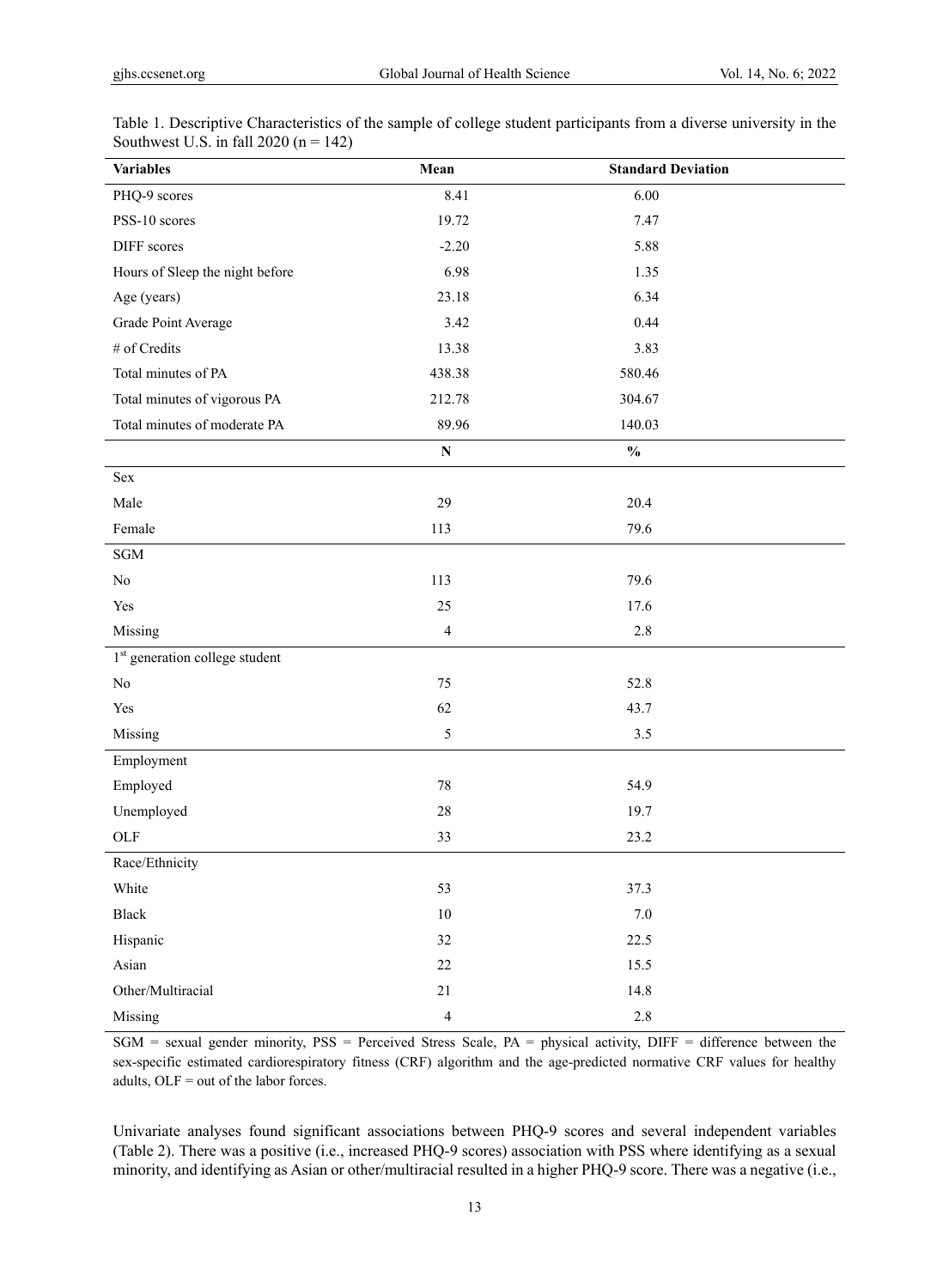Table 1. Descriptive Characteristics of the sample of college student participants from a diverse university in the Southwest U.S. in fall 2020 (n = 142)

| Variables | Mean | Standard Deviation |
|---|---|---|
| PHQ-9 scores | 8.41 | 6.00 |
| PSS-10 scores | 19.72 | 7.47 |
| DIFF scores | -2.20 | 5.88 |
| Hours of Sleep the night before | 6.98 | 1.35 |
| Age (years) | 23.18 | 6.34 |
| Grade Point Average | 3.42 | 0.44 |
| # of Credits | 13.38 | 3.83 |
| Total minutes of PA | 438.38 | 580.46 |
| Total minutes of vigorous PA | 212.78 | 304.67 |
| Total minutes of moderate PA | 89.96 | 140.03 |
| | **N** | **%** |
| Sex | | |
| Male | 29 | 20.4 |
| Female | 113 | 79.6 |
| SGM | | |
| No | 113 | 79.6 |
| Yes | 25 | 17.6 |
| Missing | 4 | 2.8 |
| 1st generation college student | | |
| No | 75 | 52.8 |
| Yes | 62 | 43.7 |
| Missing | 5 | 3.5 |
| Employment | | |
| Employed | 78 | 54.9 |
| Unemployed | 28 | 19.7 |
| OLF | 33 | 23.2 |
| Race/Ethnicity | | |
| White | 53 | 37.3 |
| Black | 10 | 7.0 |
| Hispanic | 32 | 22.5 |
| Asian | 22 | 15.5 |
| Other/Multiracial | 21 | 14.8 |
| Missing | 4 | 2.8 |

SGM = sexual gender minority, PSS = Perceived Stress Scale, PA = physical activity, DIFF = difference between the sex-specific estimated cardiorespiratory fitness (CRF) algorithm and the age-predicted normative CRF values for healthy adults, OLF = out of the labor forces.

Univariate analyses found significant associations between PHQ-9 scores and several independent variables (Table 2). There was a positive (i.e., increased PHQ-9 scores) association with PSS where identifying as a sexual minority, and identifying as Asian or other/multiracial resulted in a higher PHQ-9 score. There was a negative (i.e.,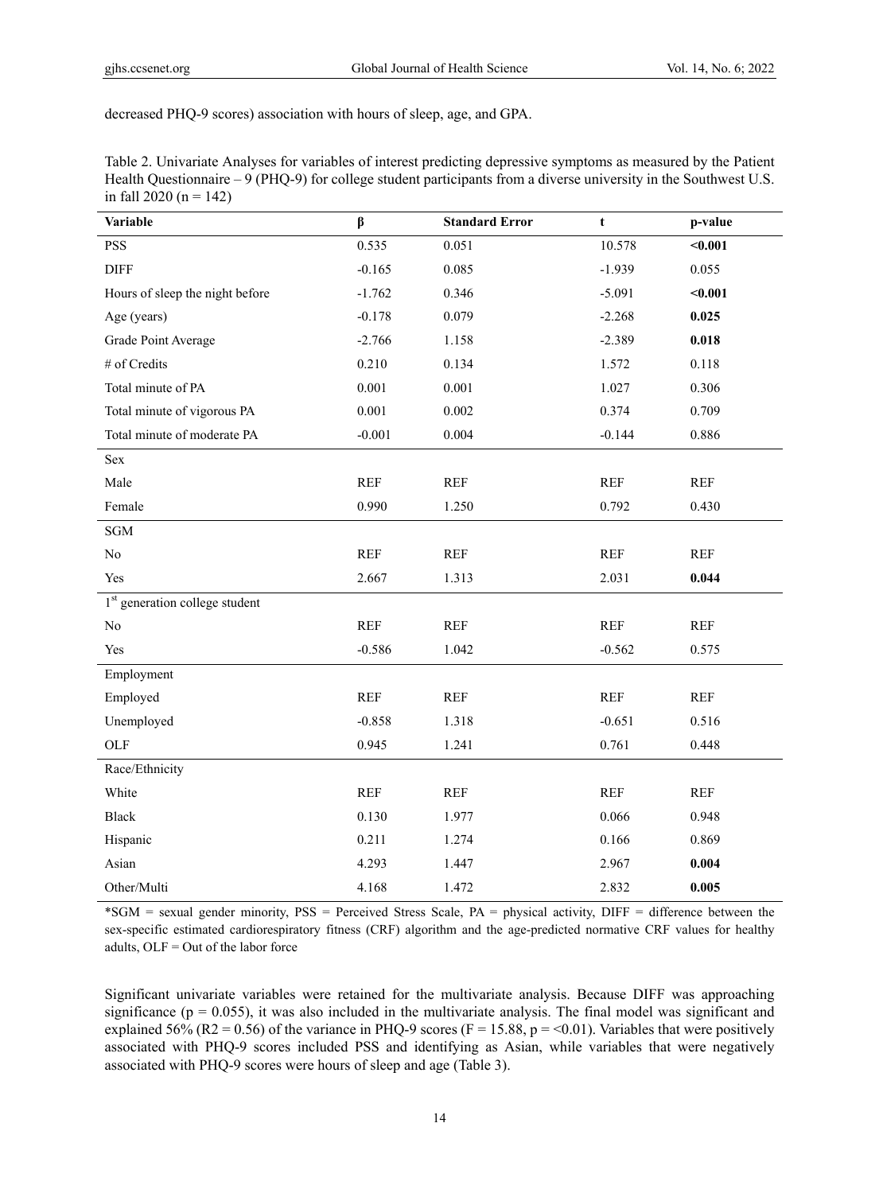decreased PHQ-9 scores) association with hours of sleep, age, and GPA.

Table 2. Univariate Analyses for variables of interest predicting depressive symptoms as measured by the Patient Health Questionnaire – 9 (PHQ-9) for college student participants from a diverse university in the Southwest U.S. in fall 2020 (n = 142)

| Variable | β | Standard Error | t | p-value |
|---|---|---|---|---|
| PSS | 0.535 | 0.051 | 10.578 | **<0.001** |
| DIFF | -0.165 | 0.085 | -1.939 | 0.055 |
| Hours of sleep the night before | -1.762 | 0.346 | -5.091 | **<0.001** |
| Age (years) | -0.178 | 0.079 | -2.268 | **0.025** |
| Grade Point Average | -2.766 | 1.158 | -2.389 | **0.018** |
| # of Credits | 0.210 | 0.134 | 1.572 | 0.118 |
| Total minute of PA | 0.001 | 0.001 | 1.027 | 0.306 |
| Total minute of vigorous PA | 0.001 | 0.002 | 0.374 | 0.709 |
| Total minute of moderate PA | -0.001 | 0.004 | -0.144 | 0.886 |
| Sex | | | | |
| Male | REF | REF | REF | REF |
| Female | 0.990 | 1.250 | 0.792 | 0.430 |
| SGM | | | | |
| No | REF | REF | REF | REF |
| Yes | 2.667 | 1.313 | 2.031 | **0.044** |
| 1st generation college student | | | | |
| No | REF | REF | REF | REF |
| Yes | -0.586 | 1.042 | -0.562 | 0.575 |
| Employment | | | | |
| Employed | REF | REF | REF | REF |
| Unemployed | -0.858 | 1.318 | -0.651 | 0.516 |
| OLF | 0.945 | 1.241 | 0.761 | 0.448 |
| Race/Ethnicity | | | | |
| White | REF | REF | REF | REF |
| Black | 0.130 | 1.977 | 0.066 | 0.948 |
| Hispanic | 0.211 | 1.274 | 0.166 | 0.869 |
| Asian | 4.293 | 1.447 | 2.967 | **0.004** |
| Other/Multi | 4.168 | 1.472 | 2.832 | **0.005** |

*SGM = sexual gender minority, PSS = Perceived Stress Scale, PA = physical activity, DIFF = difference between the sex-specific estimated cardiorespiratory fitness (CRF) algorithm and the age-predicted normative CRF values for healthy adults, OLF = Out of the labor force

Significant univariate variables were retained for the multivariate analysis. Because DIFF was approaching significance ($p = 0.055$), it was also included in the multivariate analysis. The final model was significant and explained 56% ($R^2 = 0.56$) of the variance in PHQ-9 scores ($F = 15.88$, $p = <0.01$). Variables that were positively associated with PHQ-9 scores included PSS and identifying as Asian, while variables that were negatively associated with PHQ-9 scores were hours of sleep and age (Table 3).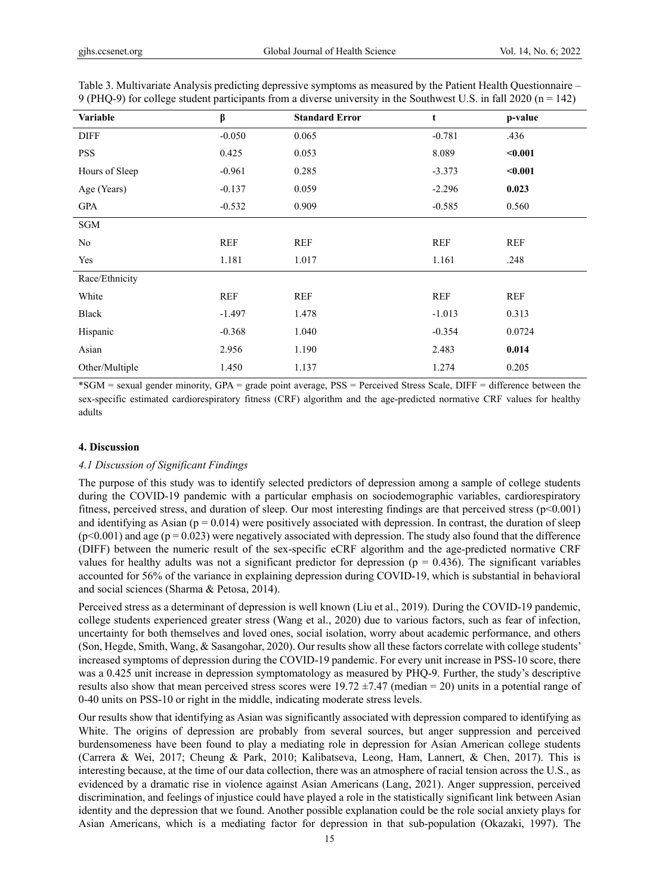Table 3. Multivariate Analysis predicting depressive symptoms as measured by the Patient Health Questionnaire – 9 (PHQ-9) for college student participants from a diverse university in the Southwest U.S. in fall 2020 (n = 142)

| Variable | β | Standard Error | t | p-value |
|---|---|---|---|---|
| DIFF | -0.050 | 0.065 | -0.781 | .436 |
| PSS | 0.425 | 0.053 | 8.089 | **<0.001** |
| Hours of Sleep | -0.961 | 0.285 | -3.373 | **<0.001** |
| Age (Years) | -0.137 | 0.059 | -2.296 | **0.023** |
| GPA | -0.532 | 0.909 | -0.585 | 0.560 |
| SGM | | | | |
| No | REF | REF | REF | REF |
| Yes | 1.181 | 1.017 | 1.161 | .248 |
| Race/Ethnicity | | | | |
| White | REF | REF | REF | REF |
| Black | -1.497 | 1.478 | -1.013 | 0.313 |
| Hispanic | -0.368 | 1.040 | -0.354 | 0.0724 |
| Asian | 2.956 | 1.190 | 2.483 | **0.014** |
| Other/Multiple | 1.450 | 1.137 | 1.274 | 0.205 |

*SGM = sexual gender minority, GPA = grade point average, PSS = Perceived Stress Scale, DIFF = difference between the sex-specific estimated cardiorespiratory fitness (CRF) algorithm and the age-predicted normative CRF values for healthy adults

## 4. Discussion

### 4.1 Discussion of Significant Findings

The purpose of this study was to identify selected predictors of depression among a sample of college students during the COVID-19 pandemic with a particular emphasis on sociodemographic variables, cardiorespiratory fitness, perceived stress, and duration of sleep. Our most interesting findings are that perceived stress ($p<0.001$) and identifying as Asian ($p = 0.014$) were positively associated with depression. In contrast, the duration of sleep ($p<0.001$) and age ($p = 0.023$) were negatively associated with depression. The study also found that the difference (DIFF) between the numeric result of the sex-specific eCRF algorithm and the age-predicted normative CRF values for healthy adults was not a significant predictor for depression ($p = 0.436$). The significant variables accounted for 56% of the variance in explaining depression during COVID-19, which is substantial in behavioral and social sciences (Sharma & Petosa, 2014).

Perceived stress as a determinant of depression is well known (Liu et al., 2019). During the COVID-19 pandemic, college students experienced greater stress (Wang et al., 2020) due to various factors, such as fear of infection, uncertainty for both themselves and loved ones, social isolation, worry about academic performance, and others (Son, Hegde, Smith, Wang, & Sasangohar, 2020). Our results show all these factors correlate with college students' increased symptoms of depression during the COVID-19 pandemic. For every unit increase in PSS-10 score, there was a 0.425 unit increase in depression symptomatology as measured by PHQ-9. Further, the study's descriptive results also show that mean perceived stress scores were $19.72 \pm 7.47$ (median = 20) units in a potential range of 0-40 units on PSS-10 or right in the middle, indicating moderate stress levels.

Our results show that identifying as Asian was significantly associated with depression compared to identifying as White. The origins of depression are probably from several sources, but anger suppression and perceived burdensomeness have been found to play a mediating role in depression for Asian American college students (Carrera & Wei, 2017; Cheung & Park, 2010; Kalibatseva, Leong, Ham, Lannert, & Chen, 2017). This is interesting because, at the time of our data collection, there was an atmosphere of racial tension across the U.S., as evidenced by a dramatic rise in violence against Asian Americans (Lang, 2021). Anger suppression, perceived discrimination, and feelings of injustice could have played a role in the statistically significant link between Asian identity and the depression that we found. Another possible explanation could be the role social anxiety plays for Asian Americans, which is a mediating factor for depression in that sub-population (Okazaki, 1997). The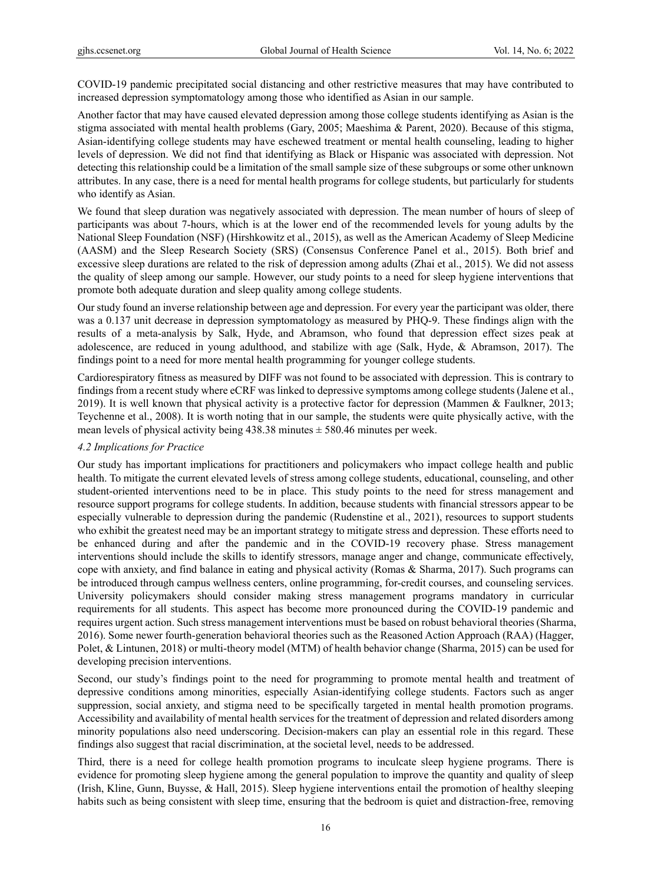COVID-19 pandemic precipitated social distancing and other restrictive measures that may have contributed to increased depression symptomatology among those who identified as Asian in our sample.

Another factor that may have caused elevated depression among those college students identifying as Asian is the stigma associated with mental health problems (Gary, 2005; Maeshima & Parent, 2020). Because of this stigma, Asian-identifying college students may have eschewed treatment or mental health counseling, leading to higher levels of depression. We did not find that identifying as Black or Hispanic was associated with depression. Not detecting this relationship could be a limitation of the small sample size of these subgroups or some other unknown attributes. In any case, there is a need for mental health programs for college students, but particularly for students who identify as Asian.

We found that sleep duration was negatively associated with depression. The mean number of hours of sleep of participants was about 7-hours, which is at the lower end of the recommended levels for young adults by the National Sleep Foundation (NSF) (Hirshkowitz et al., 2015), as well as the American Academy of Sleep Medicine (AASM) and the Sleep Research Society (SRS) (Consensus Conference Panel et al., 2015). Both brief and excessive sleep durations are related to the risk of depression among adults (Zhai et al., 2015). We did not assess the quality of sleep among our sample. However, our study points to a need for sleep hygiene interventions that promote both adequate duration and sleep quality among college students.

Our study found an inverse relationship between age and depression. For every year the participant was older, there was a 0.137 unit decrease in depression symptomatology as measured by PHQ-9. These findings align with the results of a meta-analysis by Salk, Hyde, and Abramson, who found that depression effect sizes peak at adolescence, are reduced in young adulthood, and stabilize with age (Salk, Hyde, & Abramson, 2017). The findings point to a need for more mental health programming for younger college students.

Cardiorespiratory fitness as measured by DIFF was not found to be associated with depression. This is contrary to findings from a recent study where eCRF was linked to depressive symptoms among college students (Jalene et al., 2019). It is well known that physical activity is a protective factor for depression (Mammen & Faulkner, 2013; Teychenne et al., 2008). It is worth noting that in our sample, the students were quite physically active, with the mean levels of physical activity being 438.38 minutes ± 580.46 minutes per week.

### *4.2 Implications for Practice*

Our study has important implications for practitioners and policymakers who impact college health and public health. To mitigate the current elevated levels of stress among college students, educational, counseling, and other student-oriented interventions need to be in place. This study points to the need for stress management and resource support programs for college students. In addition, because students with financial stressors appear to be especially vulnerable to depression during the pandemic (Rudenstine et al., 2021), resources to support students who exhibit the greatest need may be an important strategy to mitigate stress and depression. These efforts need to be enhanced during and after the pandemic and in the COVID-19 recovery phase. Stress management interventions should include the skills to identify stressors, manage anger and change, communicate effectively, cope with anxiety, and find balance in eating and physical activity (Romas & Sharma, 2017). Such programs can be introduced through campus wellness centers, online programming, for-credit courses, and counseling services. University policymakers should consider making stress management programs mandatory in curricular requirements for all students. This aspect has become more pronounced during the COVID-19 pandemic and requires urgent action. Such stress management interventions must be based on robust behavioral theories (Sharma, 2016). Some newer fourth-generation behavioral theories such as the Reasoned Action Approach (RAA) (Hagger, Polet, & Lintunen, 2018) or multi-theory model (MTM) of health behavior change (Sharma, 2015) can be used for developing precision interventions.

Second, our study's findings point to the need for programming to promote mental health and treatment of depressive conditions among minorities, especially Asian-identifying college students. Factors such as anger suppression, social anxiety, and stigma need to be specifically targeted in mental health promotion programs. Accessibility and availability of mental health services for the treatment of depression and related disorders among minority populations also need underscoring. Decision-makers can play an essential role in this regard. These findings also suggest that racial discrimination, at the societal level, needs to be addressed.

Third, there is a need for college health promotion programs to inculcate sleep hygiene programs. There is evidence for promoting sleep hygiene among the general population to improve the quantity and quality of sleep (Irish, Kline, Gunn, Buysse, & Hall, 2015). Sleep hygiene interventions entail the promotion of healthy sleeping habits such as being consistent with sleep time, ensuring that the bedroom is quiet and distraction-free, removing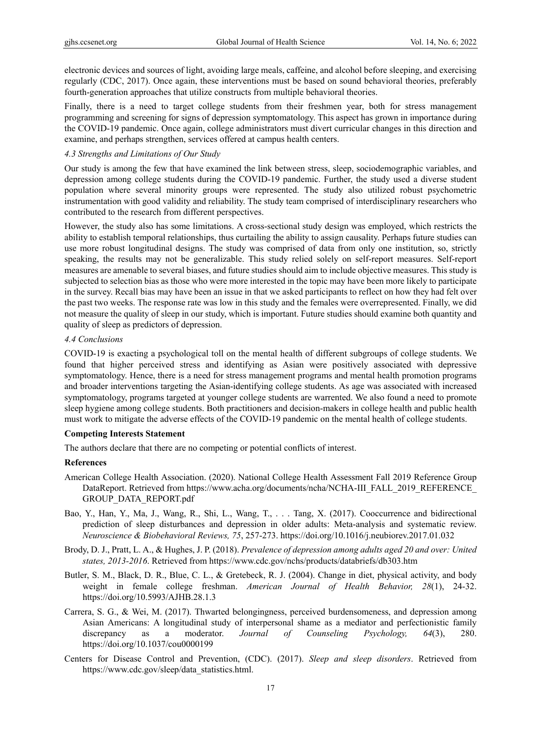electronic devices and sources of light, avoiding large meals, caffeine, and alcohol before sleeping, and exercising regularly (CDC, 2017). Once again, these interventions must be based on sound behavioral theories, preferably fourth-generation approaches that utilize constructs from multiple behavioral theories.

Finally, there is a need to target college students from their freshmen year, both for stress management programming and screening for signs of depression symptomatology. This aspect has grown in importance during the COVID-19 pandemic. Once again, college administrators must divert curricular changes in this direction and examine, and perhaps strengthen, services offered at campus health centers.

### *4.3 Strengths and Limitations of Our Study*

Our study is among the few that have examined the link between stress, sleep, sociodemographic variables, and depression among college students during the COVID-19 pandemic. Further, the study used a diverse student population where several minority groups were represented. The study also utilized robust psychometric instrumentation with good validity and reliability. The study team comprised of interdisciplinary researchers who contributed to the research from different perspectives.

However, the study also has some limitations. A cross-sectional study design was employed, which restricts the ability to establish temporal relationships, thus curtailing the ability to assign causality. Perhaps future studies can use more robust longitudinal designs. The study was comprised of data from only one institution, so, strictly speaking, the results may not be generalizable. This study relied solely on self-report measures. Self-report measures are amenable to several biases, and future studies should aim to include objective measures. This study is subjected to selection bias as those who were more interested in the topic may have been more likely to participate in the survey. Recall bias may have been an issue in that we asked participants to reflect on how they had felt over the past two weeks. The response rate was low in this study and the females were overrepresented. Finally, we did not measure the quality of sleep in our study, which is important. Future studies should examine both quantity and quality of sleep as predictors of depression.

### *4.4 Conclusions*

COVID-19 is exacting a psychological toll on the mental health of different subgroups of college students. We found that higher perceived stress and identifying as Asian were positively associated with depressive symptomatology. Hence, there is a need for stress management programs and mental health promotion programs and broader interventions targeting the Asian-identifying college students. As age was associated with increased symptomatology, programs targeted at younger college students are warrented. We also found a need to promote sleep hygiene among college students. Both practitioners and decision-makers in college health and public health must work to mitigate the adverse effects of the COVID-19 pandemic on the mental health of college students.

**Competing Interests Statement**

The authors declare that there are no competing or potential conflicts of interest.

**References**

American College Health Association. (2020). National College Health Assessment Fall 2019 Reference Group DataReport. Retrieved from https://www.acha.org/documents/ncha/NCHA-III_FALL_2019_REFERENCE_GROUP_DATA_REPORT.pdf

Bao, Y., Han, Y., Ma, J., Wang, R., Shi, L., Wang, T., . . . Tang, X. (2017). Cooccurrence and bidirectional prediction of sleep disturbances and depression in older adults: Meta-analysis and systematic review. *Neuroscience & Biobehavioral Reviews, 75*, 257-273. https://doi.org/10.1016/j.neubiorev.2017.01.032

Brody, D. J., Pratt, L. A., & Hughes, J. P. (2018). *Prevalence of depression among adults aged 20 and over: United states, 2013-2016*. Retrieved from https://www.cdc.gov/nchs/products/databriefs/db303.htm

Butler, S. M., Black, D. R., Blue, C. L., & Gretebeck, R. J. (2004). Change in diet, physical activity, and body weight in female college freshman. *American Journal of Health Behavior, 28*(1), 24-32. https://doi.org/10.5993/AJHB.28.1.3

Carrera, S. G., & Wei, M. (2017). Thwarted belongingness, perceived burdensomeness, and depression among Asian Americans: A longitudinal study of interpersonal shame as a mediator and perfectionistic family discrepancy as a moderator. *Journal of Counseling Psychology, 64*(3), 280. https://doi.org/10.1037/cou0000199

Centers for Disease Control and Prevention, (CDC). (2017). *Sleep and sleep disorders*. Retrieved from https://www.cdc.gov/sleep/data_statistics.html.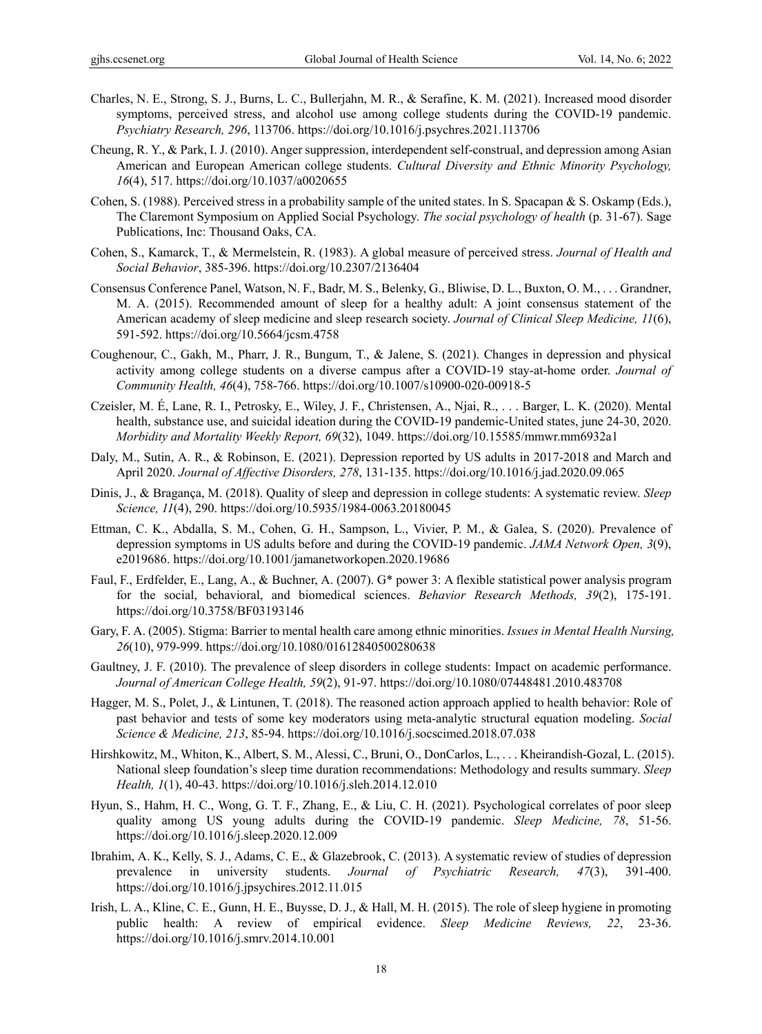Charles, N. E., Strong, S. J., Burns, L. C., Bullerjahn, M. R., & Serafine, K. M. (2021). Increased mood disorder symptoms, perceived stress, and alcohol use among college students during the COVID-19 pandemic. *Psychiatry Research, 296*, 113706. https://doi.org/10.1016/j.psychres.2021.113706

Cheung, R. Y., & Park, I. J. (2010). Anger suppression, interdependent self-construal, and depression among Asian American and European American college students. *Cultural Diversity and Ethnic Minority Psychology, 16*(4), 517. https://doi.org/10.1037/a0020655

Cohen, S. (1988). Perceived stress in a probability sample of the united states. In S. Spacapan & S. Oskamp (Eds.), The Claremont Symposium on Applied Social Psychology. *The social psychology of health* (p. 31-67). Sage Publications, Inc: Thousand Oaks, CA.

Cohen, S., Kamarck, T., & Mermelstein, R. (1983). A global measure of perceived stress. *Journal of Health and Social Behavior*, 385-396. https://doi.org/10.2307/2136404

Consensus Conference Panel, Watson, N. F., Badr, M. S., Belenky, G., Bliwise, D. L., Buxton, O. M., . . . Grandner, M. A. (2015). Recommended amount of sleep for a healthy adult: A joint consensus statement of the American academy of sleep medicine and sleep research society. *Journal of Clinical Sleep Medicine, 11*(6), 591-592. https://doi.org/10.5664/jcsm.4758

Coughenour, C., Gakh, M., Pharr, J. R., Bungum, T., & Jalene, S. (2021). Changes in depression and physical activity among college students on a diverse campus after a COVID-19 stay-at-home order. *Journal of Community Health, 46*(4), 758-766. https://doi.org/10.1007/s10900-020-00918-5

Czeisler, M. É, Lane, R. I., Petrosky, E., Wiley, J. F., Christensen, A., Njai, R., . . . Barger, L. K. (2020). Mental health, substance use, and suicidal ideation during the COVID-19 pandemic-United states, june 24-30, 2020. *Morbidity and Mortality Weekly Report, 69*(32), 1049. https://doi.org/10.15585/mmwr.mm6932a1

Daly, M., Sutin, A. R., & Robinson, E. (2021). Depression reported by US adults in 2017-2018 and March and April 2020. *Journal of Affective Disorders, 278*, 131-135. https://doi.org/10.1016/j.jad.2020.09.065

Dinis, J., & Bragança, M. (2018). Quality of sleep and depression in college students: A systematic review. *Sleep Science, 11*(4), 290. https://doi.org/10.5935/1984-0063.20180045

Ettman, C. K., Abdalla, S. M., Cohen, G. H., Sampson, L., Vivier, P. M., & Galea, S. (2020). Prevalence of depression symptoms in US adults before and during the COVID-19 pandemic. *JAMA Network Open, 3*(9), e2019686. https://doi.org/10.1001/jamanetworkopen.2020.19686

Faul, F., Erdfelder, E., Lang, A., & Buchner, A. (2007). G* power 3: A flexible statistical power analysis program for the social, behavioral, and biomedical sciences. *Behavior Research Methods, 39*(2), 175-191. https://doi.org/10.3758/BF03193146

Gary, F. A. (2005). Stigma: Barrier to mental health care among ethnic minorities. *Issues in Mental Health Nursing, 26*(10), 979-999. https://doi.org/10.1080/01612840500280638

Gaultney, J. F. (2010). The prevalence of sleep disorders in college students: Impact on academic performance. *Journal of American College Health, 59*(2), 91-97. https://doi.org/10.1080/07448481.2010.483708

Hagger, M. S., Polet, J., & Lintunen, T. (2018). The reasoned action approach applied to health behavior: Role of past behavior and tests of some key moderators using meta-analytic structural equation modeling. *Social Science & Medicine, 213*, 85-94. https://doi.org/10.1016/j.socscimed.2018.07.038

Hirshkowitz, M., Whiton, K., Albert, S. M., Alessi, C., Bruni, O., DonCarlos, L., . . . Kheirandish-Gozal, L. (2015). National sleep foundation's sleep time duration recommendations: Methodology and results summary. *Sleep Health, 1*(1), 40-43. https://doi.org/10.1016/j.sleh.2014.12.010

Hyun, S., Hahm, H. C., Wong, G. T. F., Zhang, E., & Liu, C. H. (2021). Psychological correlates of poor sleep quality among US young adults during the COVID-19 pandemic. *Sleep Medicine, 78*, 51-56. https://doi.org/10.1016/j.sleep.2020.12.009

Ibrahim, A. K., Kelly, S. J., Adams, C. E., & Glazebrook, C. (2013). A systematic review of studies of depression prevalence in university students. *Journal of Psychiatric Research, 47*(3), 391-400. https://doi.org/10.1016/j.jpsychires.2012.11.015

Irish, L. A., Kline, C. E., Gunn, H. E., Buysse, D. J., & Hall, M. H. (2015). The role of sleep hygiene in promoting public health: A review of empirical evidence. *Sleep Medicine Reviews, 22*, 23-36. https://doi.org/10.1016/j.smrv.2014.10.001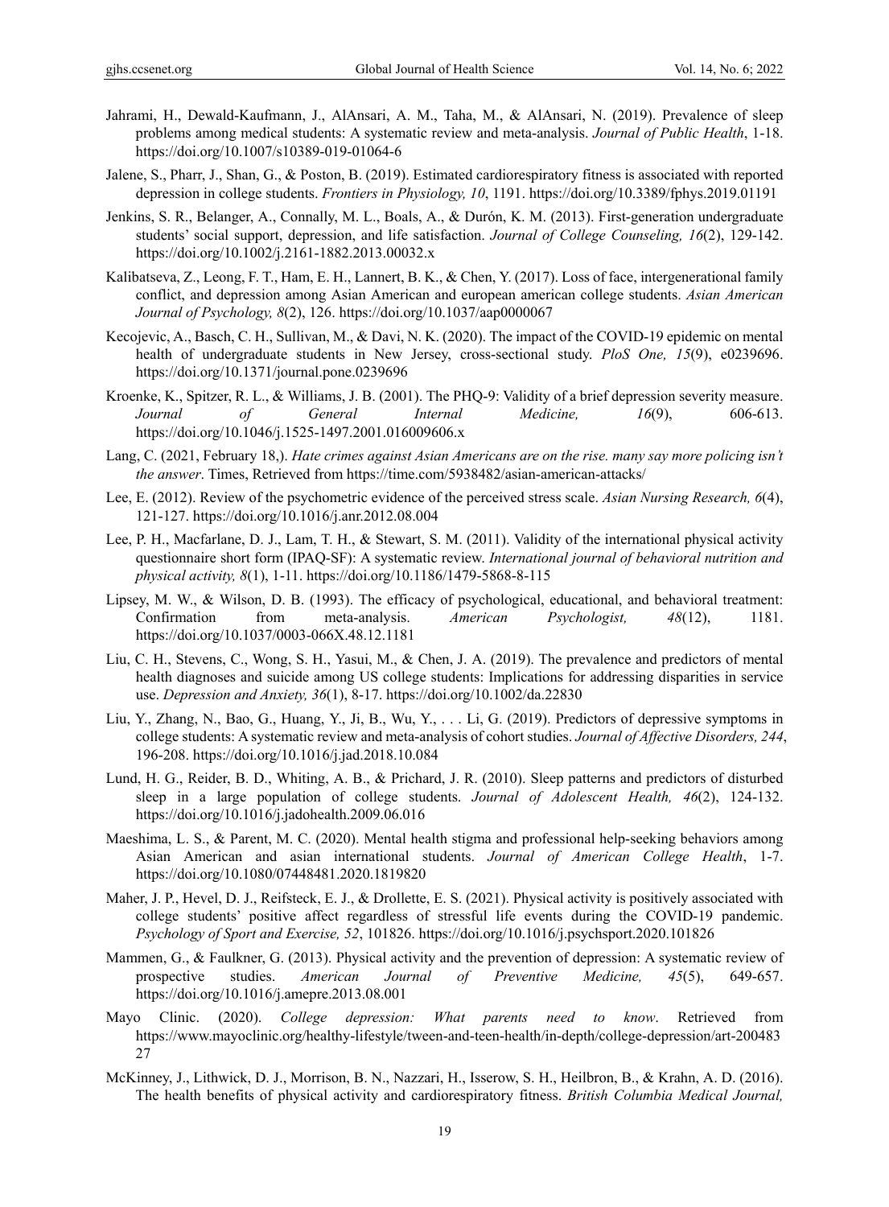Jahrami, H., Dewald-Kaufmann, J., AlAnsari, A. M., Taha, M., & AlAnsari, N. (2019). Prevalence of sleep problems among medical students: A systematic review and meta-analysis. *Journal of Public Health*, 1-18. https://doi.org/10.1007/s10389-019-01064-6

Jalene, S., Pharr, J., Shan, G., & Poston, B. (2019). Estimated cardiorespiratory fitness is associated with reported depression in college students. *Frontiers in Physiology, 10*, 1191. https://doi.org/10.3389/fphys.2019.01191

Jenkins, S. R., Belanger, A., Connally, M. L., Boals, A., & Durón, K. M. (2013). First-generation undergraduate students' social support, depression, and life satisfaction. *Journal of College Counseling, 16*(2), 129-142. https://doi.org/10.1002/j.2161-1882.2013.00032.x

Kalibatseva, Z., Leong, F. T., Ham, E. H., Lannert, B. K., & Chen, Y. (2017). Loss of face, intergenerational family conflict, and depression among Asian American and european american college students. *Asian American Journal of Psychology, 8*(2), 126. https://doi.org/10.1037/aap0000067

Kecojevic, A., Basch, C. H., Sullivan, M., & Davi, N. K. (2020). The impact of the COVID-19 epidemic on mental health of undergraduate students in New Jersey, cross-sectional study. *PloS One, 15*(9), e0239696. https://doi.org/10.1371/journal.pone.0239696

Kroenke, K., Spitzer, R. L., & Williams, J. B. (2001). The PHQ-9: Validity of a brief depression severity measure. *Journal of General Internal Medicine, 16*(9), 606-613. https://doi.org/10.1046/j.1525-1497.2001.016009606.x

Lang, C. (2021, February 18,). *Hate crimes against Asian Americans are on the rise. many say more policing isn't the answer*. Times, Retrieved from https://time.com/5938482/asian-american-attacks/

Lee, E. (2012). Review of the psychometric evidence of the perceived stress scale. *Asian Nursing Research, 6*(4), 121-127. https://doi.org/10.1016/j.anr.2012.08.004

Lee, P. H., Macfarlane, D. J., Lam, T. H., & Stewart, S. M. (2011). Validity of the international physical activity questionnaire short form (IPAQ-SF): A systematic review. *International journal of behavioral nutrition and physical activity, 8*(1), 1-11. https://doi.org/10.1186/1479-5868-8-115

Lipsey, M. W., & Wilson, D. B. (1993). The efficacy of psychological, educational, and behavioral treatment: Confirmation from meta-analysis. *American Psychologist, 48*(12), 1181. https://doi.org/10.1037/0003-066X.48.12.1181

Liu, C. H., Stevens, C., Wong, S. H., Yasui, M., & Chen, J. A. (2019). The prevalence and predictors of mental health diagnoses and suicide among US college students: Implications for addressing disparities in service use. *Depression and Anxiety, 36*(1), 8-17. https://doi.org/10.1002/da.22830

Liu, Y., Zhang, N., Bao, G., Huang, Y., Ji, B., Wu, Y., . . . Li, G. (2019). Predictors of depressive symptoms in college students: A systematic review and meta-analysis of cohort studies. *Journal of Affective Disorders, 244*, 196-208. https://doi.org/10.1016/j.jad.2018.10.084

Lund, H. G., Reider, B. D., Whiting, A. B., & Prichard, J. R. (2010). Sleep patterns and predictors of disturbed sleep in a large population of college students. *Journal of Adolescent Health, 46*(2), 124-132. https://doi.org/10.1016/j.jadohealth.2009.06.016

Maeshima, L. S., & Parent, M. C. (2020). Mental health stigma and professional help-seeking behaviors among Asian American and asian international students. *Journal of American College Health*, 1-7. https://doi.org/10.1080/07448481.2020.1819820

Maher, J. P., Hevel, D. J., Reifsteck, E. J., & Drollette, E. S. (2021). Physical activity is positively associated with college students' positive affect regardless of stressful life events during the COVID-19 pandemic. *Psychology of Sport and Exercise, 52*, 101826. https://doi.org/10.1016/j.psychsport.2020.101826

Mammen, G., & Faulkner, G. (2013). Physical activity and the prevention of depression: A systematic review of prospective studies. *American Journal of Preventive Medicine, 45*(5), 649-657. https://doi.org/10.1016/j.amepre.2013.08.001

Mayo Clinic. (2020). *College depression: What parents need to know*. Retrieved from https://www.mayoclinic.org/healthy-lifestyle/tween-and-teen-health/in-depth/college-depression/art-20048327

McKinney, J., Lithwick, D. J., Morrison, B. N., Nazzari, H., Isserow, S. H., Heilbron, B., & Krahn, A. D. (2016). The health benefits of physical activity and cardiorespiratory fitness. *British Columbia Medical Journal,*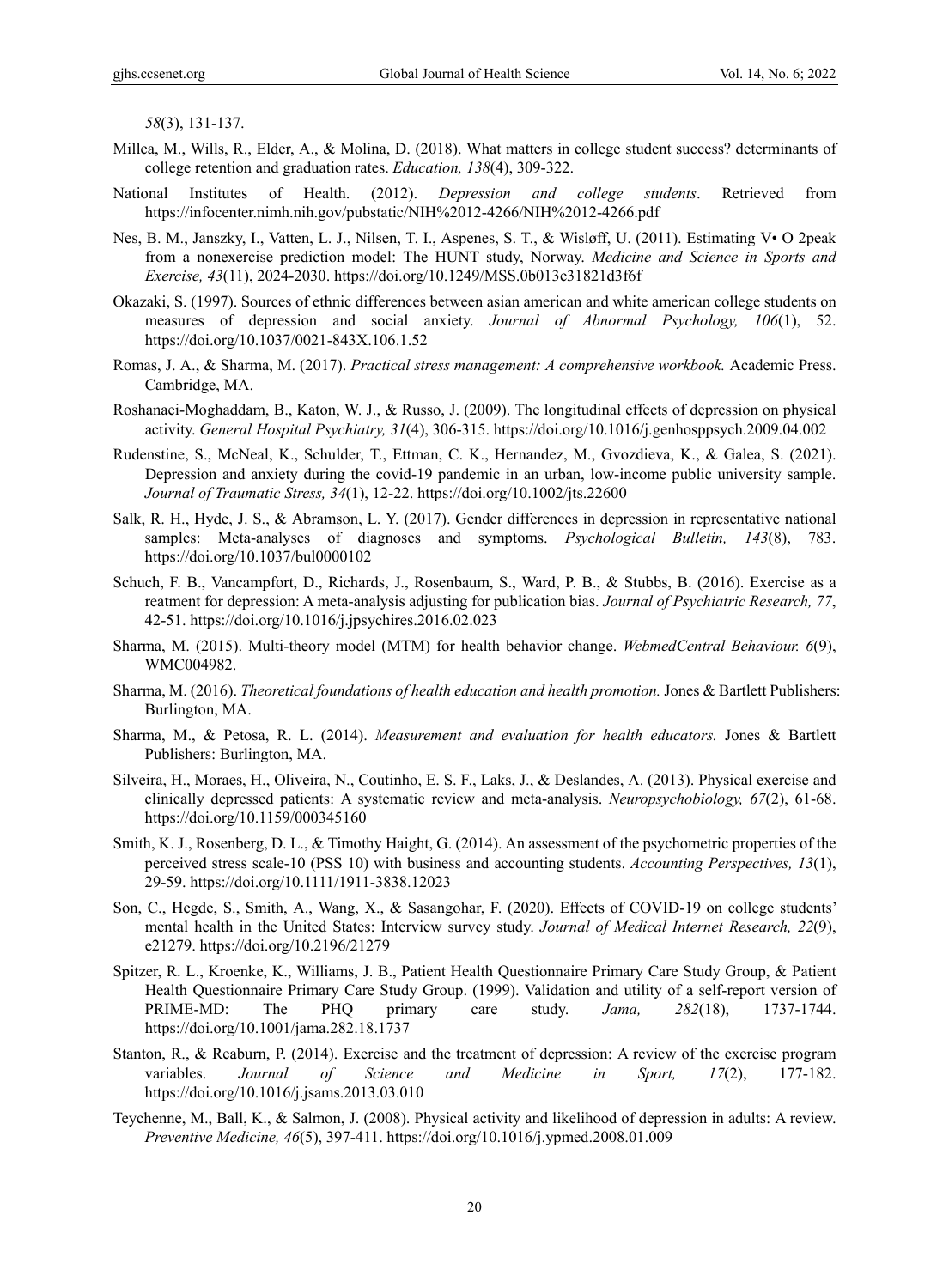*58*(3), 131-137.

Millea, M., Wills, R., Elder, A., & Molina, D. (2018). What matters in college student success? determinants of college retention and graduation rates. *Education, 138*(4), 309-322.

National Institutes of Health. (2012). *Depression and college students*. Retrieved from https://infocenter.nimh.nih.gov/pubstatic/NIH%2012-4266/NIH%2012-4266.pdf

Nes, B. M., Janszky, I., Vatten, L. J., Nilsen, T. I., Aspenes, S. T., & Wisløff, U. (2011). Estimating V• O 2peak from a nonexercise prediction model: The HUNT study, Norway. *Medicine and Science in Sports and Exercise, 43*(11), 2024-2030. https://doi.org/10.1249/MSS.0b013e31821d3f6f

Okazaki, S. (1997). Sources of ethnic differences between asian american and white american college students on measures of depression and social anxiety. *Journal of Abnormal Psychology, 106*(1), 52. https://doi.org/10.1037/0021-843X.106.1.52

Romas, J. A., & Sharma, M. (2017). *Practical stress management: A comprehensive workbook.* Academic Press. Cambridge, MA.

Roshanaei-Moghaddam, B., Katon, W. J., & Russo, J. (2009). The longitudinal effects of depression on physical activity. *General Hospital Psychiatry, 31*(4), 306-315. https://doi.org/10.1016/j.genhosppsych.2009.04.002

Rudenstine, S., McNeal, K., Schulder, T., Ettman, C. K., Hernandez, M., Gvozdieva, K., & Galea, S. (2021). Depression and anxiety during the covid-19 pandemic in an urban, low-income public university sample. *Journal of Traumatic Stress, 34*(1), 12-22. https://doi.org/10.1002/jts.22600

Salk, R. H., Hyde, J. S., & Abramson, L. Y. (2017). Gender differences in depression in representative national samples: Meta-analyses of diagnoses and symptoms. *Psychological Bulletin, 143*(8), 783. https://doi.org/10.1037/bul0000102

Schuch, F. B., Vancampfort, D., Richards, J., Rosenbaum, S., Ward, P. B., & Stubbs, B. (2016). Exercise as a reatment for depression: A meta-analysis adjusting for publication bias. *Journal of Psychiatric Research, 77*, 42-51. https://doi.org/10.1016/j.jpsychires.2016.02.023

Sharma, M. (2015). Multi-theory model (MTM) for health behavior change. *WebmedCentral Behaviour. 6*(9), WMC004982.

Sharma, M. (2016). *Theoretical foundations of health education and health promotion.* Jones & Bartlett Publishers: Burlington, MA.

Sharma, M., & Petosa, R. L. (2014). *Measurement and evaluation for health educators.* Jones & Bartlett Publishers: Burlington, MA.

Silveira, H., Moraes, H., Oliveira, N., Coutinho, E. S. F., Laks, J., & Deslandes, A. (2013). Physical exercise and clinically depressed patients: A systematic review and meta-analysis. *Neuropsychobiology, 67*(2), 61-68. https://doi.org/10.1159/000345160

Smith, K. J., Rosenberg, D. L., & Timothy Haight, G. (2014). An assessment of the psychometric properties of the perceived stress scale-10 (PSS 10) with business and accounting students. *Accounting Perspectives, 13*(1), 29-59. https://doi.org/10.1111/1911-3838.12023

Son, C., Hegde, S., Smith, A., Wang, X., & Sasangohar, F. (2020). Effects of COVID-19 on college students' mental health in the United States: Interview survey study. *Journal of Medical Internet Research, 22*(9), e21279. https://doi.org/10.2196/21279

Spitzer, R. L., Kroenke, K., Williams, J. B., Patient Health Questionnaire Primary Care Study Group, & Patient Health Questionnaire Primary Care Study Group. (1999). Validation and utility of a self-report version of PRIME-MD: The PHQ primary care study. *Jama, 282*(18), 1737-1744. https://doi.org/10.1001/jama.282.18.1737

Stanton, R., & Reaburn, P. (2014). Exercise and the treatment of depression: A review of the exercise program variables. *Journal of Science and Medicine in Sport, 17*(2), 177-182. https://doi.org/10.1016/j.jsams.2013.03.010

Teychenne, M., Ball, K., & Salmon, J. (2008). Physical activity and likelihood of depression in adults: A review. *Preventive Medicine, 46*(5), 397-411. https://doi.org/10.1016/j.ypmed.2008.01.009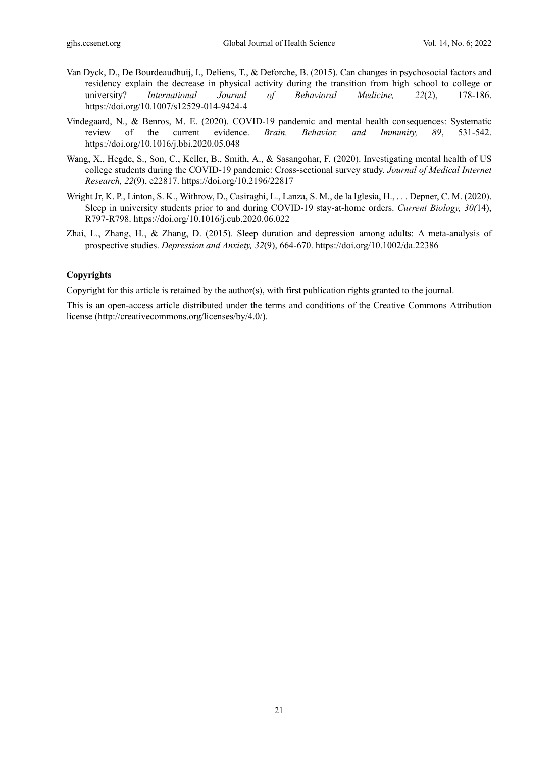Van Dyck, D., De Bourdeaudhuij, I., Deliens, T., & Deforche, B. (2015). Can changes in psychosocial factors and residency explain the decrease in physical activity during the transition from high school to college or university? *International Journal of Behavioral Medicine, 22*(2), 178-186. https://doi.org/10.1007/s12529-014-9424-4

Vindegaard, N., & Benros, M. E. (2020). COVID-19 pandemic and mental health consequences: Systematic review of the current evidence. *Brain, Behavior, and Immunity, 89*, 531-542. https://doi.org/10.1016/j.bbi.2020.05.048

Wang, X., Hegde, S., Son, C., Keller, B., Smith, A., & Sasangohar, F. (2020). Investigating mental health of US college students during the COVID-19 pandemic: Cross-sectional survey study. *Journal of Medical Internet Research, 22*(9), e22817. https://doi.org/10.2196/22817

Wright Jr, K. P., Linton, S. K., Withrow, D., Casiraghi, L., Lanza, S. M., de la Iglesia, H., . . . Depner, C. M. (2020). Sleep in university students prior to and during COVID-19 stay-at-home orders. *Current Biology, 30(*14), R797-R798. https://doi.org/10.1016/j.cub.2020.06.022

Zhai, L., Zhang, H., & Zhang, D. (2015). Sleep duration and depression among adults: A meta-analysis of prospective studies. *Depression and Anxiety, 32*(9), 664-670. https://doi.org/10.1002/da.22386

**Copyrights**

Copyright for this article is retained by the author(s), with first publication rights granted to the journal.

This is an open-access article distributed under the terms and conditions of the Creative Commons Attribution license (http://creativecommons.org/licenses/by/4.0/).